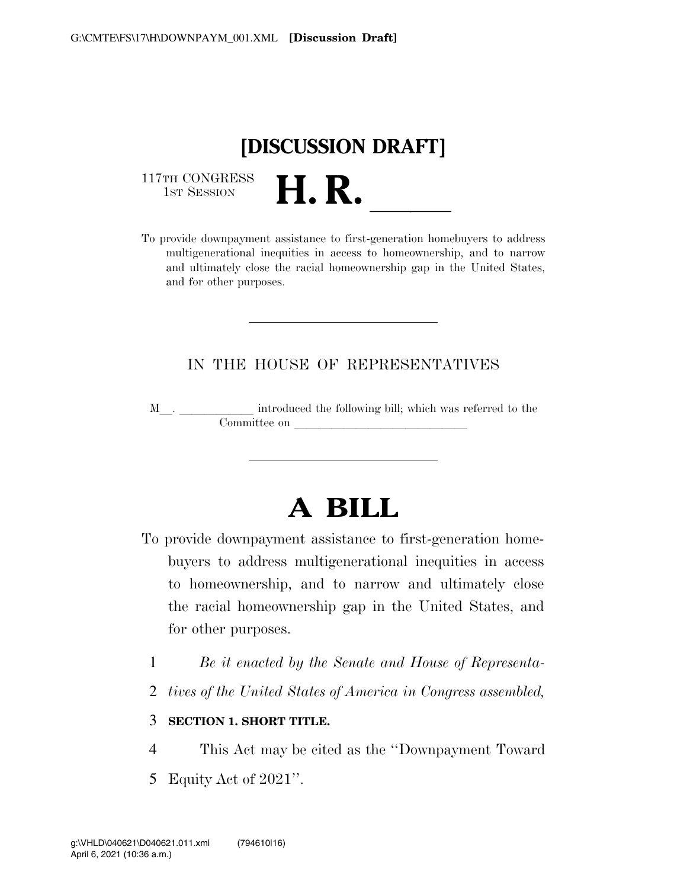**[DISCUSSION DRAFT]**

117TH CONGRESS
1ST SESSION

# H. R. \_\_\_\_\_

To provide downpayment assistance to first-generation homebuyers to address multigenerational inequities in access to homeownership, and to narrow and ultimately close the racial homeownership gap in the United States, and for other purposes.

---

IN THE HOUSE OF REPRESENTATIVES

M\_\_. \_\_\_\_\_\_\_\_\_\_\_\_ introduced the following bill; which was referred to the Committee on \_\_\_\_\_\_\_\_\_\_\_\_\_\_\_\_\_\_\_\_\_\_\_\_\_\_\_\_\_\_

---

# A BILL

To provide downpayment assistance to first-generation homebuyers to address multigenerational inequities in access to homeownership, and to narrow and ultimately close the racial homeownership gap in the United States, and for other purposes.

*Be it enacted by the Senate and House of Representatives of the United States of America in Congress assembled,*

**SECTION 1. SHORT TITLE.**

This Act may be cited as the "Downpayment Toward Equity Act of 2021".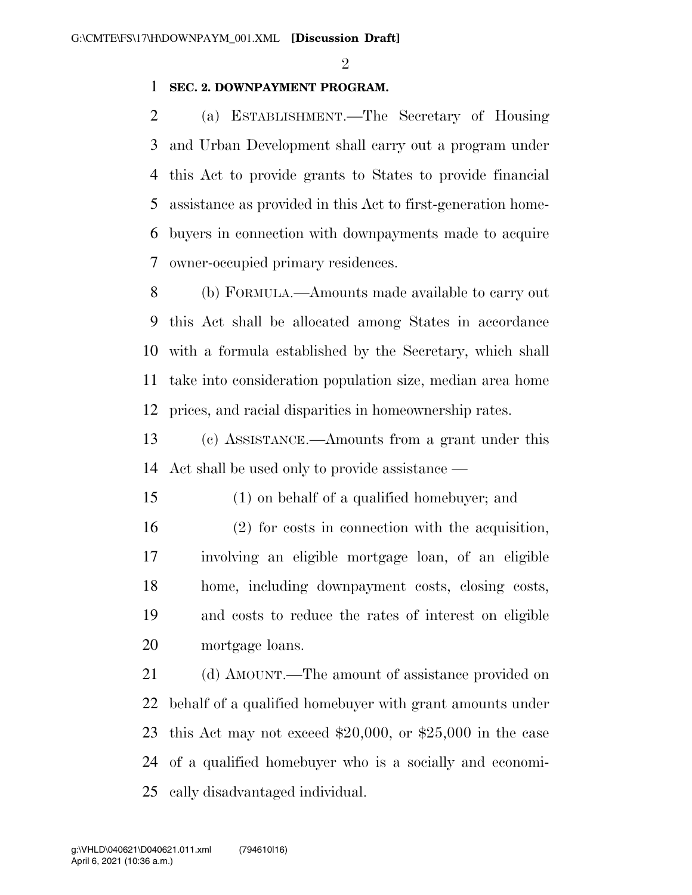**SEC. 2. DOWNPAYMENT PROGRAM.**

(a) ESTABLISHMENT.—The Secretary of Housing and Urban Development shall carry out a program under this Act to provide grants to States to provide financial assistance as provided in this Act to first-generation homebuyers in connection with downpayments made to acquire owner-occupied primary residences.

(b) FORMULA.—Amounts made available to carry out this Act shall be allocated among States in accordance with a formula established by the Secretary, which shall take into consideration population size, median area home prices, and racial disparities in homeownership rates.

(c) ASSISTANCE.—Amounts from a grant under this Act shall be used only to provide assistance —

(1) on behalf of a qualified homebuyer; and

(2) for costs in connection with the acquisition, involving an eligible mortgage loan, of an eligible home, including downpayment costs, closing costs, and costs to reduce the rates of interest on eligible mortgage loans.

(d) AMOUNT.—The amount of assistance provided on behalf of a qualified homebuyer with grant amounts under this Act may not exceed $20,000, or $25,000 in the case of a qualified homebuyer who is a socially and economically disadvantaged individual.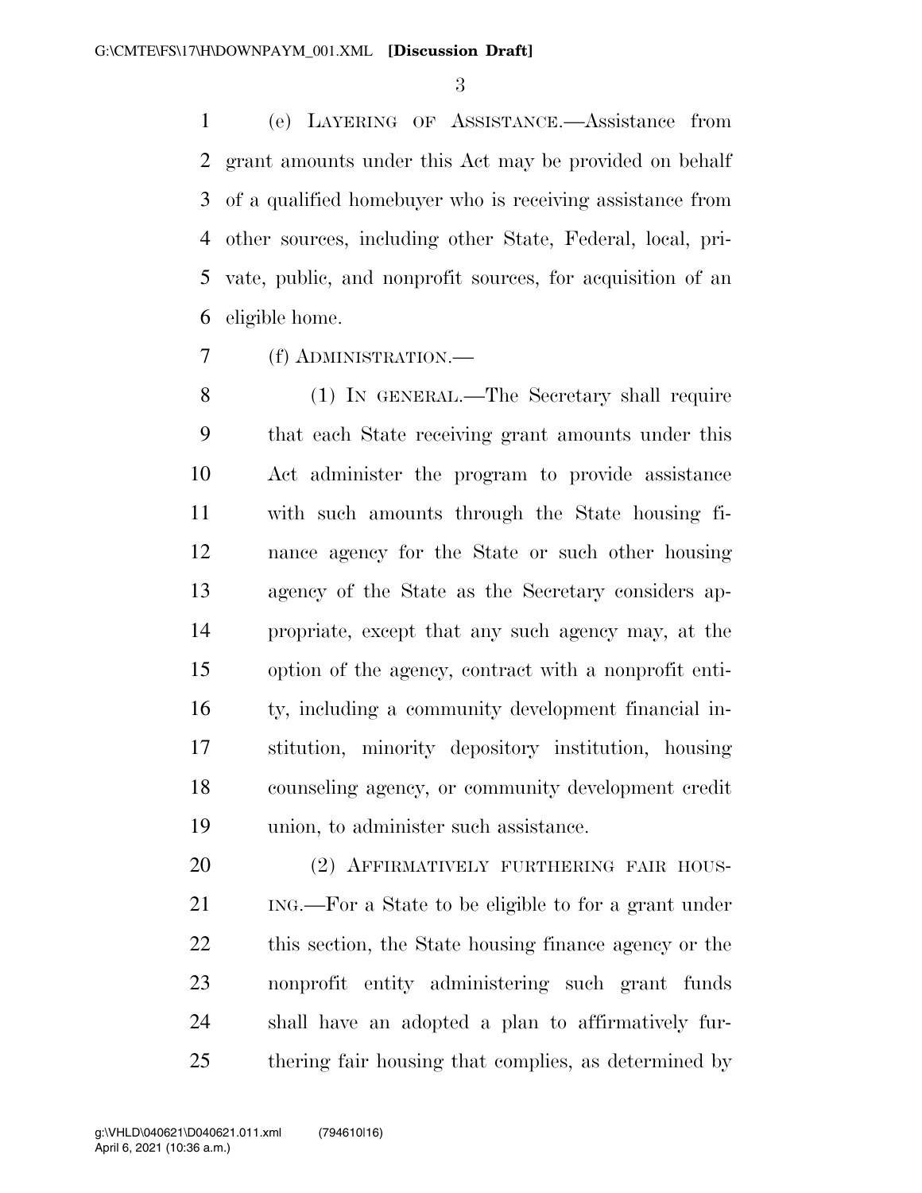(e) LAYERING OF ASSISTANCE.—Assistance from grant amounts under this Act may be provided on behalf of a qualified homebuyer who is receiving assistance from other sources, including other State, Federal, local, private, public, and nonprofit sources, for acquisition of an eligible home.

(f) ADMINISTRATION.—

(1) IN GENERAL.—The Secretary shall require that each State receiving grant amounts under this Act administer the program to provide assistance with such amounts through the State housing finance agency for the State or such other housing agency of the State as the Secretary considers appropriate, except that any such agency may, at the option of the agency, contract with a nonprofit entity, including a community development financial institution, minority depository institution, housing counseling agency, or community development credit union, to administer such assistance.

(2) AFFIRMATIVELY FURTHERING FAIR HOUSING.—For a State to be eligible to for a grant under this section, the State housing finance agency or the nonprofit entity administering such grant funds shall have an adopted a plan to affirmatively furthering fair housing that complies, as determined by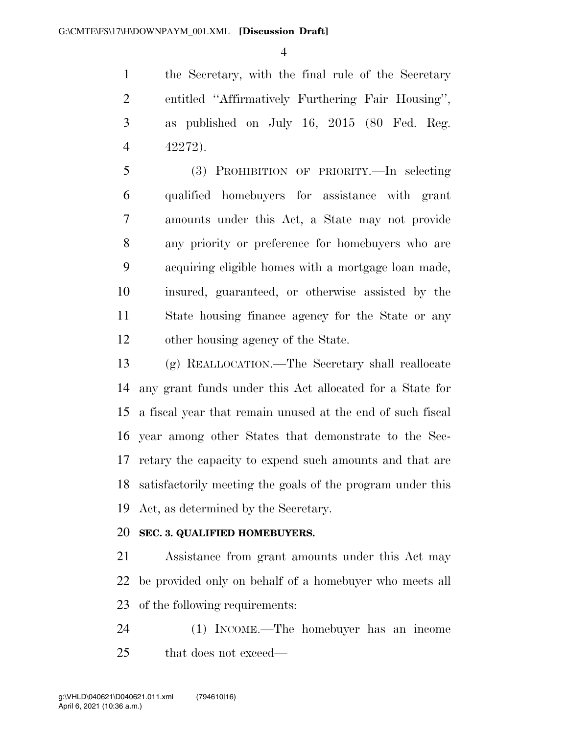the Secretary, with the final rule of the Secretary entitled ''Affirmatively Furthering Fair Housing'', as published on July 16, 2015 (80 Fed. Reg. 42272).

(3) PROHIBITION OF PRIORITY.—In selecting qualified homebuyers for assistance with grant amounts under this Act, a State may not provide any priority or preference for homebuyers who are acquiring eligible homes with a mortgage loan made, insured, guaranteed, or otherwise assisted by the State housing finance agency for the State or any other housing agency of the State.

(g) REALLOCATION.—The Secretary shall reallocate any grant funds under this Act allocated for a State for a fiscal year that remain unused at the end of such fiscal year among other States that demonstrate to the Secretary the capacity to expend such amounts and that are satisfactorily meeting the goals of the program under this Act, as determined by the Secretary.

**SEC. 3. QUALIFIED HOMEBUYERS.**

Assistance from grant amounts under this Act may be provided only on behalf of a homebuyer who meets all of the following requirements:

(1) INCOME.—The homebuyer has an income that does not exceed—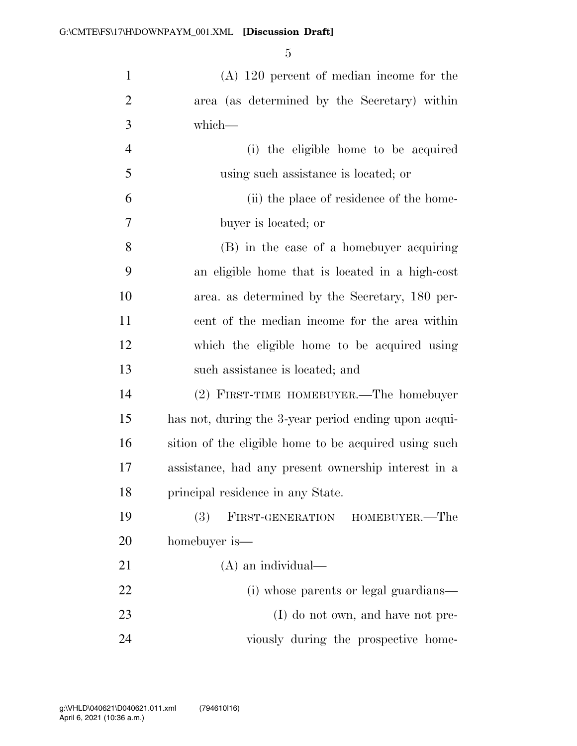(A) 120 percent of median income for the area (as determined by the Secretary) within which—

(i) the eligible home to be acquired using such assistance is located; or

(ii) the place of residence of the homebuyer is located; or

(B) in the case of a homebuyer acquiring an eligible home that is located in a high-cost area. as determined by the Secretary, 180 percent of the median income for the area within which the eligible home to be acquired using such assistance is located; and

(2) FIRST-TIME HOMEBUYER.—The homebuyer has not, during the 3-year period ending upon acquisition of the eligible home to be acquired using such assistance, had any present ownership interest in a principal residence in any State.

(3) FIRST-GENERATION HOMEBUYER.—The homebuyer is—

(A) an individual—

(i) whose parents or legal guardians—

(I) do not own, and have not previously during the prospective home-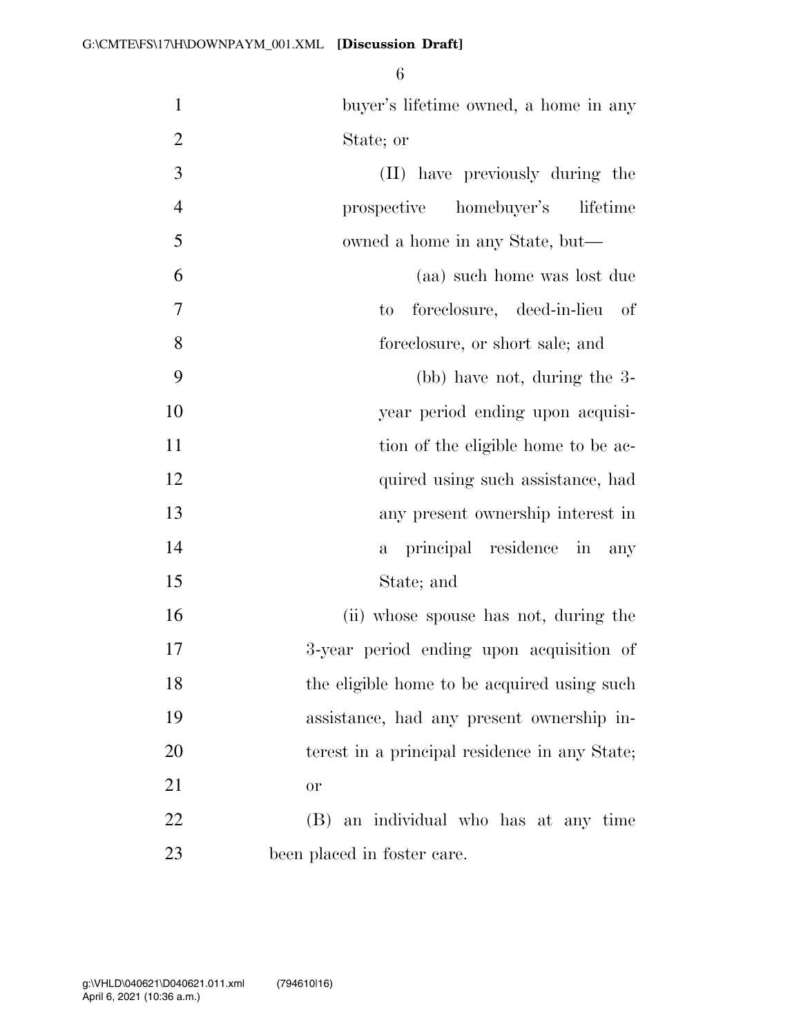buyer's lifetime owned, a home in any State; or

(II) have previously during the prospective homebuyer's lifetime owned a home in any State, but—

(aa) such home was lost due to foreclosure, deed-in-lieu of foreclosure, or short sale; and

(bb) have not, during the 3-year period ending upon acquisition of the eligible home to be acquired using such assistance, had any present ownership interest in a principal residence in any State; and

(ii) whose spouse has not, during the 3-year period ending upon acquisition of the eligible home to be acquired using such assistance, had any present ownership interest in a principal residence in any State; or

(B) an individual who has at any time been placed in foster care.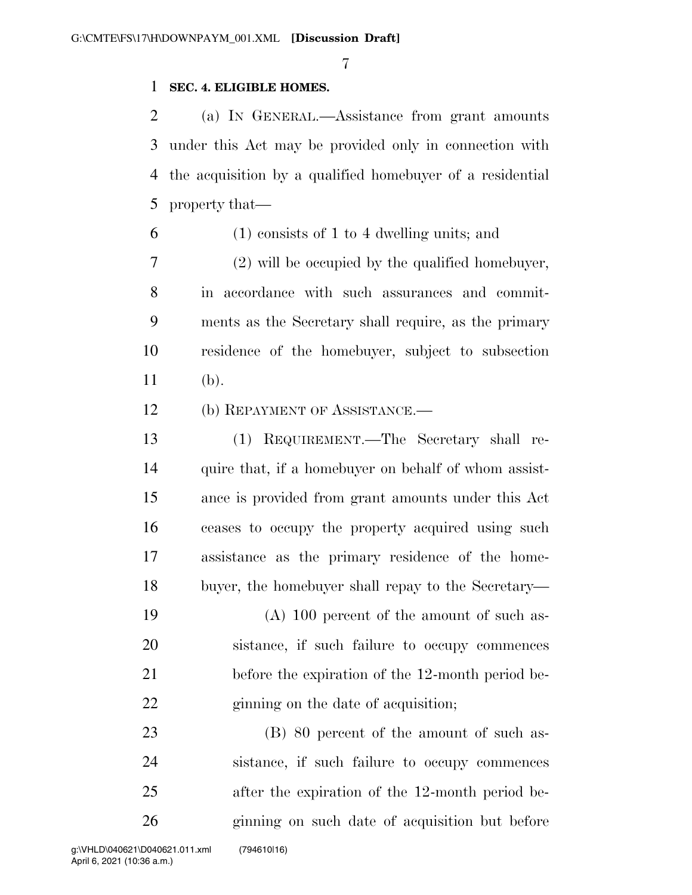**SEC. 4. ELIGIBLE HOMES.**

(a) IN GENERAL.—Assistance from grant amounts under this Act may be provided only in connection with the acquisition by a qualified homebuyer of a residential property that—

(1) consists of 1 to 4 dwelling units; and

(2) will be occupied by the qualified homebuyer, in accordance with such assurances and commitments as the Secretary shall require, as the primary residence of the homebuyer, subject to subsection (b).

(b) REPAYMENT OF ASSISTANCE.—

(1) REQUIREMENT.—The Secretary shall require that, if a homebuyer on behalf of whom assistance is provided from grant amounts under this Act ceases to occupy the property acquired using such assistance as the primary residence of the homebuyer, the homebuyer shall repay to the Secretary—

(A) 100 percent of the amount of such assistance, if such failure to occupy commences before the expiration of the 12-month period beginning on the date of acquisition;

(B) 80 percent of the amount of such assistance, if such failure to occupy commences after the expiration of the 12-month period beginning on such date of acquisition but before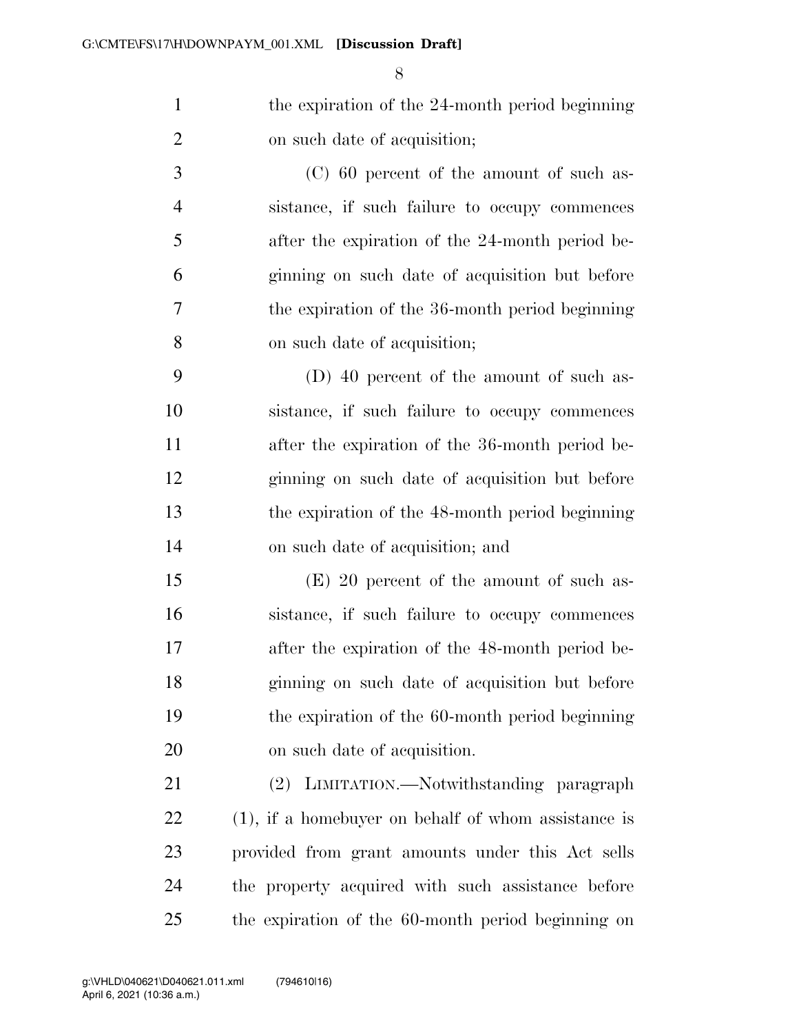the expiration of the 24-month period beginning on such date of acquisition;

(C) 60 percent of the amount of such assistance, if such failure to occupy commences after the expiration of the 24-month period beginning on such date of acquisition but before the expiration of the 36-month period beginning on such date of acquisition;

(D) 40 percent of the amount of such assistance, if such failure to occupy commences after the expiration of the 36-month period beginning on such date of acquisition but before the expiration of the 48-month period beginning on such date of acquisition; and

(E) 20 percent of the amount of such assistance, if such failure to occupy commences after the expiration of the 48-month period beginning on such date of acquisition but before the expiration of the 60-month period beginning on such date of acquisition.

(2) LIMITATION.—Notwithstanding paragraph (1), if a homebuyer on behalf of whom assistance is provided from grant amounts under this Act sells the property acquired with such assistance before the expiration of the 60-month period beginning on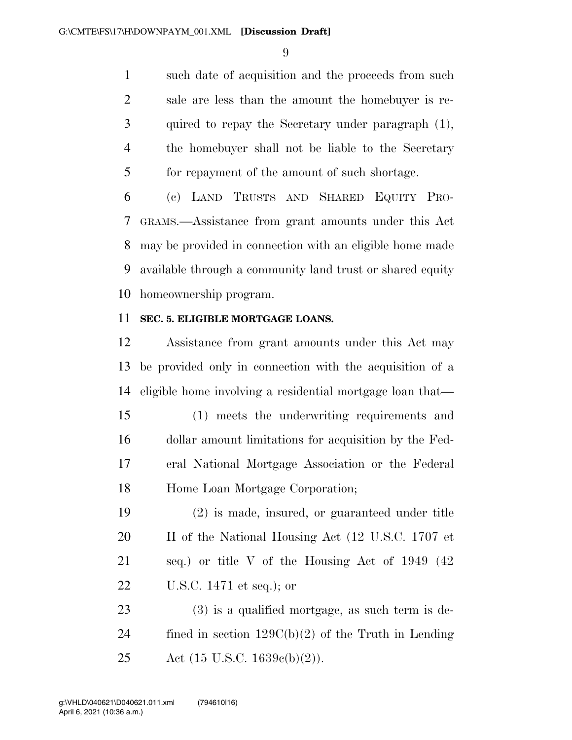such date of acquisition and the proceeds from such sale are less than the amount the homebuyer is required to repay the Secretary under paragraph (1), the homebuyer shall not be liable to the Secretary for repayment of the amount of such shortage.

(c) LAND TRUSTS AND SHARED EQUITY PROGRAMS.—Assistance from grant amounts under this Act may be provided in connection with an eligible home made available through a community land trust or shared equity homeownership program.

**SEC. 5. ELIGIBLE MORTGAGE LOANS.**

Assistance from grant amounts under this Act may be provided only in connection with the acquisition of a eligible home involving a residential mortgage loan that—

(1) meets the underwriting requirements and dollar amount limitations for acquisition by the Federal National Mortgage Association or the Federal Home Loan Mortgage Corporation;

(2) is made, insured, or guaranteed under title II of the National Housing Act (12 U.S.C. 1707 et seq.) or title V of the Housing Act of 1949 (42 U.S.C. 1471 et seq.); or

(3) is a qualified mortgage, as such term is defined in section 129C(b)(2) of the Truth in Lending Act (15 U.S.C. 1639c(b)(2)).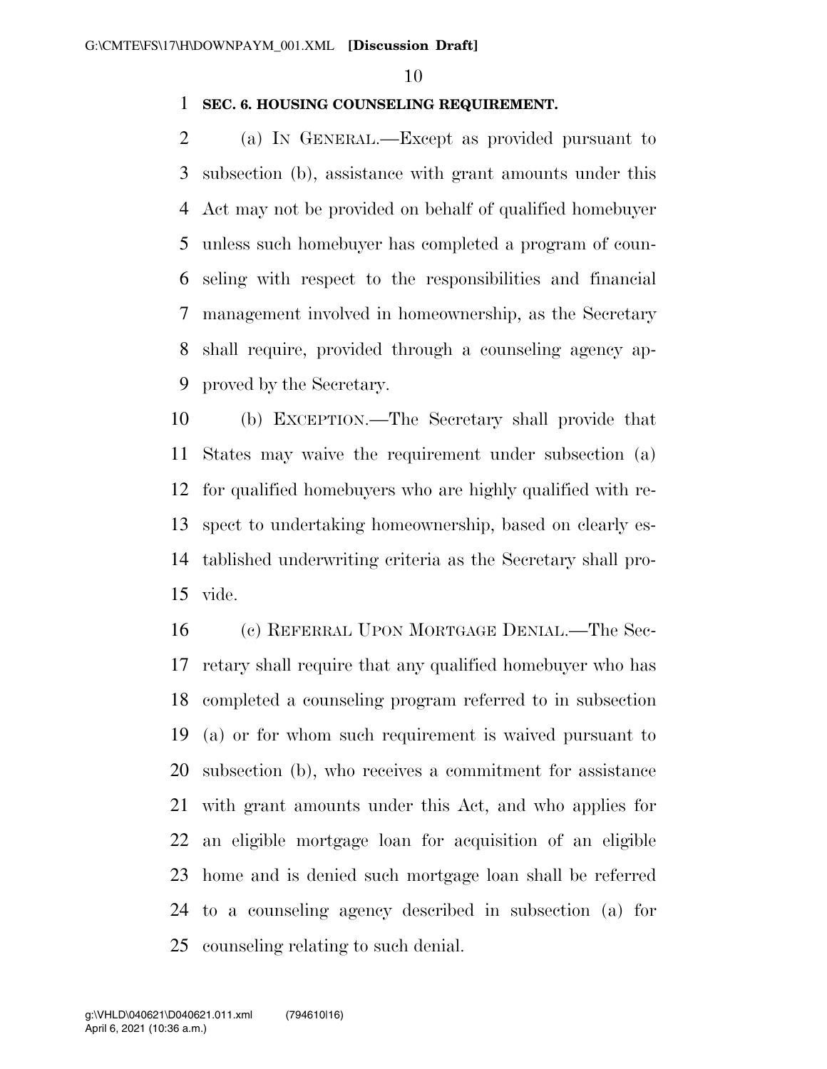**SEC. 6. HOUSING COUNSELING REQUIREMENT.**

(a) IN GENERAL.—Except as provided pursuant to subsection (b), assistance with grant amounts under this Act may not be provided on behalf of qualified homebuyer unless such homebuyer has completed a program of counseling with respect to the responsibilities and financial management involved in homeownership, as the Secretary shall require, provided through a counseling agency approved by the Secretary.

(b) EXCEPTION.—The Secretary shall provide that States may waive the requirement under subsection (a) for qualified homebuyers who are highly qualified with respect to undertaking homeownership, based on clearly established underwriting criteria as the Secretary shall provide.

(c) REFERRAL UPON MORTGAGE DENIAL.—The Secretary shall require that any qualified homebuyer who has completed a counseling program referred to in subsection (a) or for whom such requirement is waived pursuant to subsection (b), who receives a commitment for assistance with grant amounts under this Act, and who applies for an eligible mortgage loan for acquisition of an eligible home and is denied such mortgage loan shall be referred to a counseling agency described in subsection (a) for counseling relating to such denial.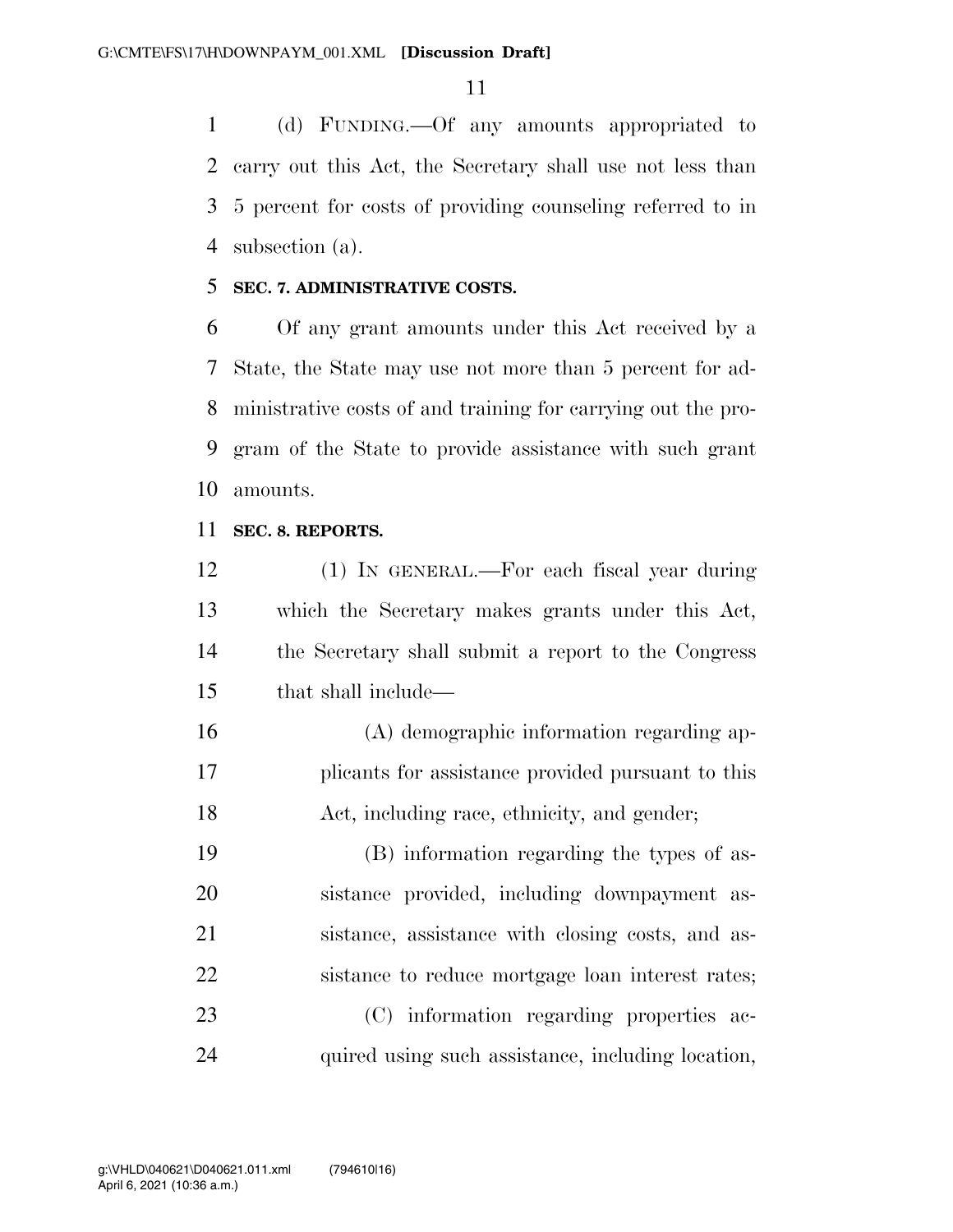(d) FUNDING.—Of any amounts appropriated to carry out this Act, the Secretary shall use not less than 5 percent for costs of providing counseling referred to in subsection (a).

**SEC. 7. ADMINISTRATIVE COSTS.**

Of any grant amounts under this Act received by a State, the State may use not more than 5 percent for administrative costs of and training for carrying out the program of the State to provide assistance with such grant amounts.

**SEC. 8. REPORTS.**

(1) IN GENERAL.—For each fiscal year during which the Secretary makes grants under this Act, the Secretary shall submit a report to the Congress that shall include—

(A) demographic information regarding applicants for assistance provided pursuant to this Act, including race, ethnicity, and gender;

(B) information regarding the types of assistance provided, including downpayment assistance, assistance with closing costs, and assistance to reduce mortgage loan interest rates;

(C) information regarding properties acquired using such assistance, including location,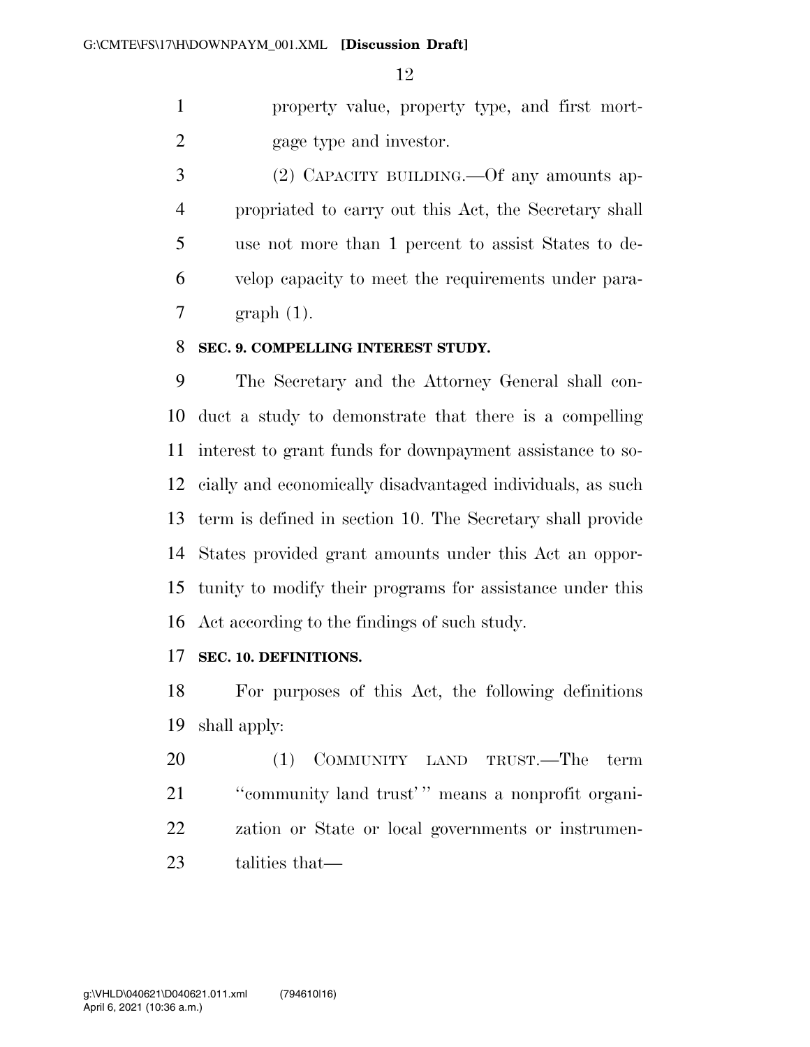property value, property type, and first mortgage type and investor.

(2) CAPACITY BUILDING.—Of any amounts appropriated to carry out this Act, the Secretary shall use not more than 1 percent to assist States to develop capacity to meet the requirements under paragraph (1).

**SEC. 9. COMPELLING INTEREST STUDY.**

The Secretary and the Attorney General shall conduct a study to demonstrate that there is a compelling interest to grant funds for downpayment assistance to socially and economically disadvantaged individuals, as such term is defined in section 10. The Secretary shall provide States provided grant amounts under this Act an opportunity to modify their programs for assistance under this Act according to the findings of such study.

**SEC. 10. DEFINITIONS.**

For purposes of this Act, the following definitions shall apply:

(1) COMMUNITY LAND TRUST.—The term ''community land trust' '' means a nonprofit organization or State or local governments or instrumentalities that—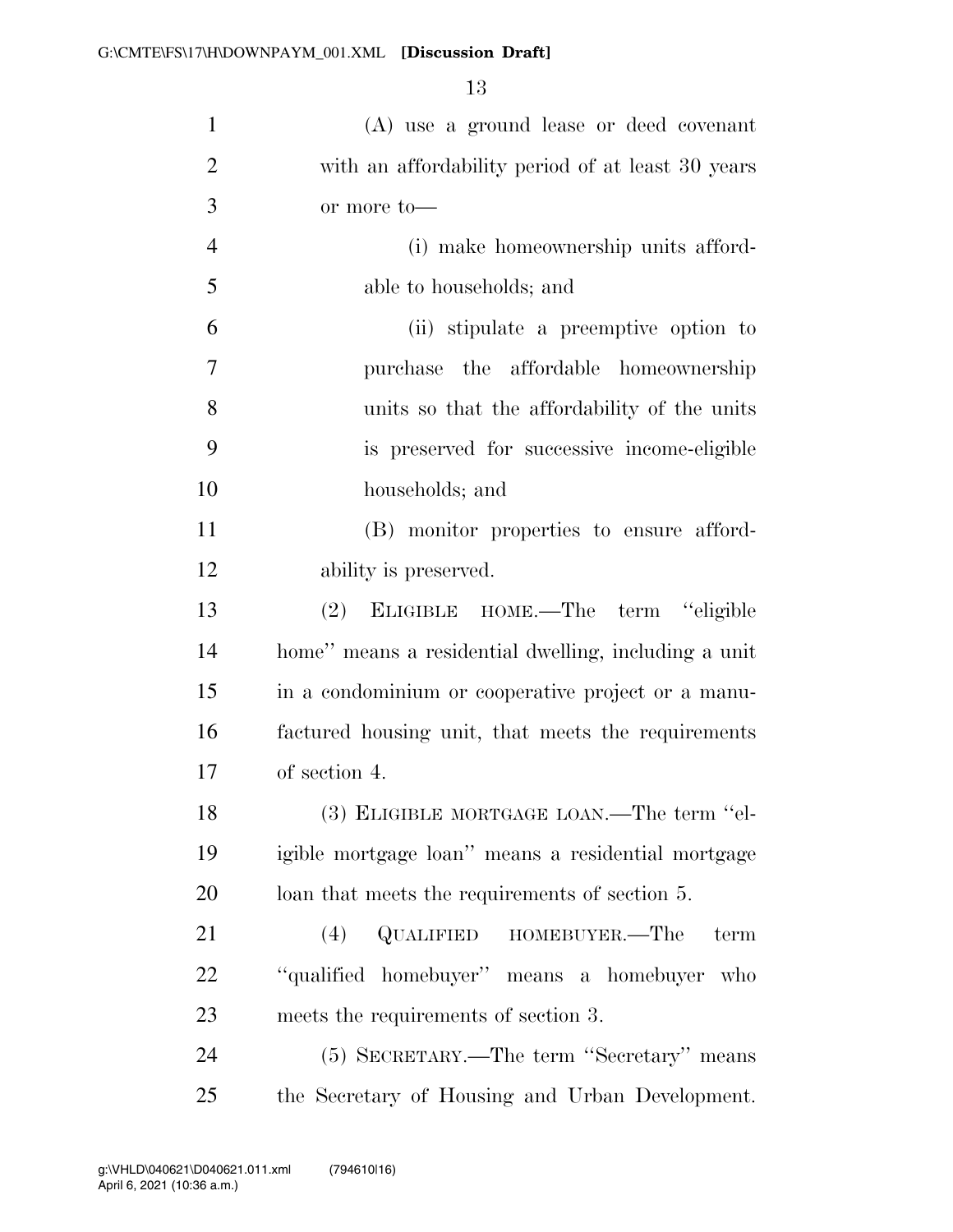(A) use a ground lease or deed covenant with an affordability period of at least 30 years or more to—

(i) make homeownership units affordable to households; and

(ii) stipulate a preemptive option to purchase the affordable homeownership units so that the affordability of the units is preserved for successive income-eligible households; and

(B) monitor properties to ensure affordability is preserved.

(2) ELIGIBLE HOME.—The term "eligible home" means a residential dwelling, including a unit in a condominium or cooperative project or a manufactured housing unit, that meets the requirements of section 4.

(3) ELIGIBLE MORTGAGE LOAN.—The term "eligible mortgage loan" means a residential mortgage loan that meets the requirements of section 5.

(4) QUALIFIED HOMEBUYER.—The term "qualified homebuyer" means a homebuyer who meets the requirements of section 3.

(5) SECRETARY.—The term "Secretary" means the Secretary of Housing and Urban Development.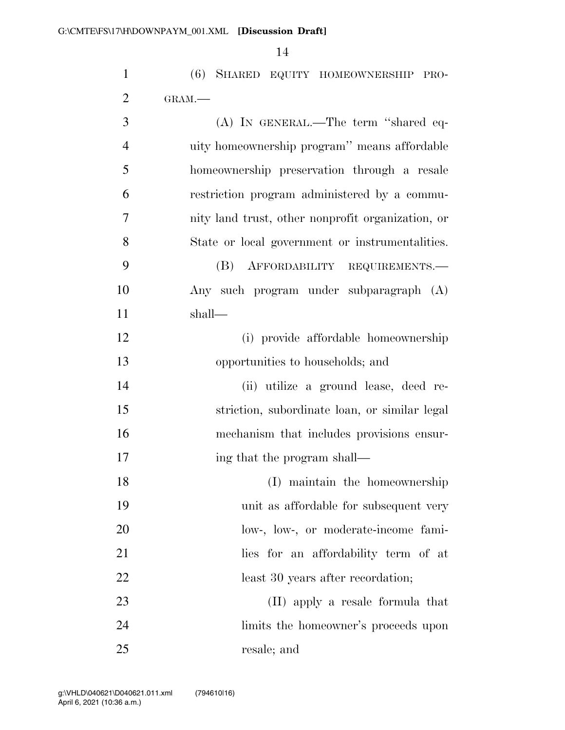(6) SHARED EQUITY HOMEOWNERSHIP PROGRAM.—

(A) IN GENERAL.—The term "shared equity homeownership program" means affordable homeownership preservation through a resale restriction program administered by a community land trust, other nonprofit organization, or State or local government or instrumentalities.

(B) AFFORDABILITY REQUIREMENTS.— Any such program under subparagraph (A) shall—

(i) provide affordable homeownership opportunities to households; and

(ii) utilize a ground lease, deed restriction, subordinate loan, or similar legal mechanism that includes provisions ensuring that the program shall—

(I) maintain the homeownership unit as affordable for subsequent very low-, low-, or moderate-income families for an affordability term of at least 30 years after recordation;

(II) apply a resale formula that limits the homeowner's proceeds upon resale; and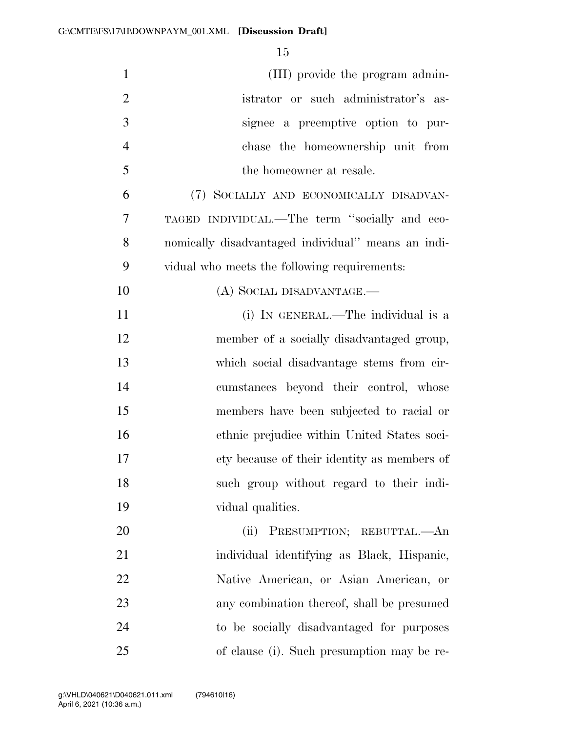(III) provide the program administrator or such administrator's assignee a preemptive option to purchase the homeownership unit from the homeowner at resale.

(7) SOCIALLY AND ECONOMICALLY DISADVANTAGED INDIVIDUAL.—The term ''socially and economically disadvantaged individual'' means an individual who meets the following requirements:

(A) SOCIAL DISADVANTAGE.—

(i) IN GENERAL.—The individual is a member of a socially disadvantaged group, which social disadvantage stems from circumstances beyond their control, whose members have been subjected to racial or ethnic prejudice within United States society because of their identity as members of such group without regard to their individual qualities.

(ii) PRESUMPTION; REBUTTAL.—An individual identifying as Black, Hispanic, Native American, or Asian American, or any combination thereof, shall be presumed to be socially disadvantaged for purposes of clause (i). Such presumption may be re-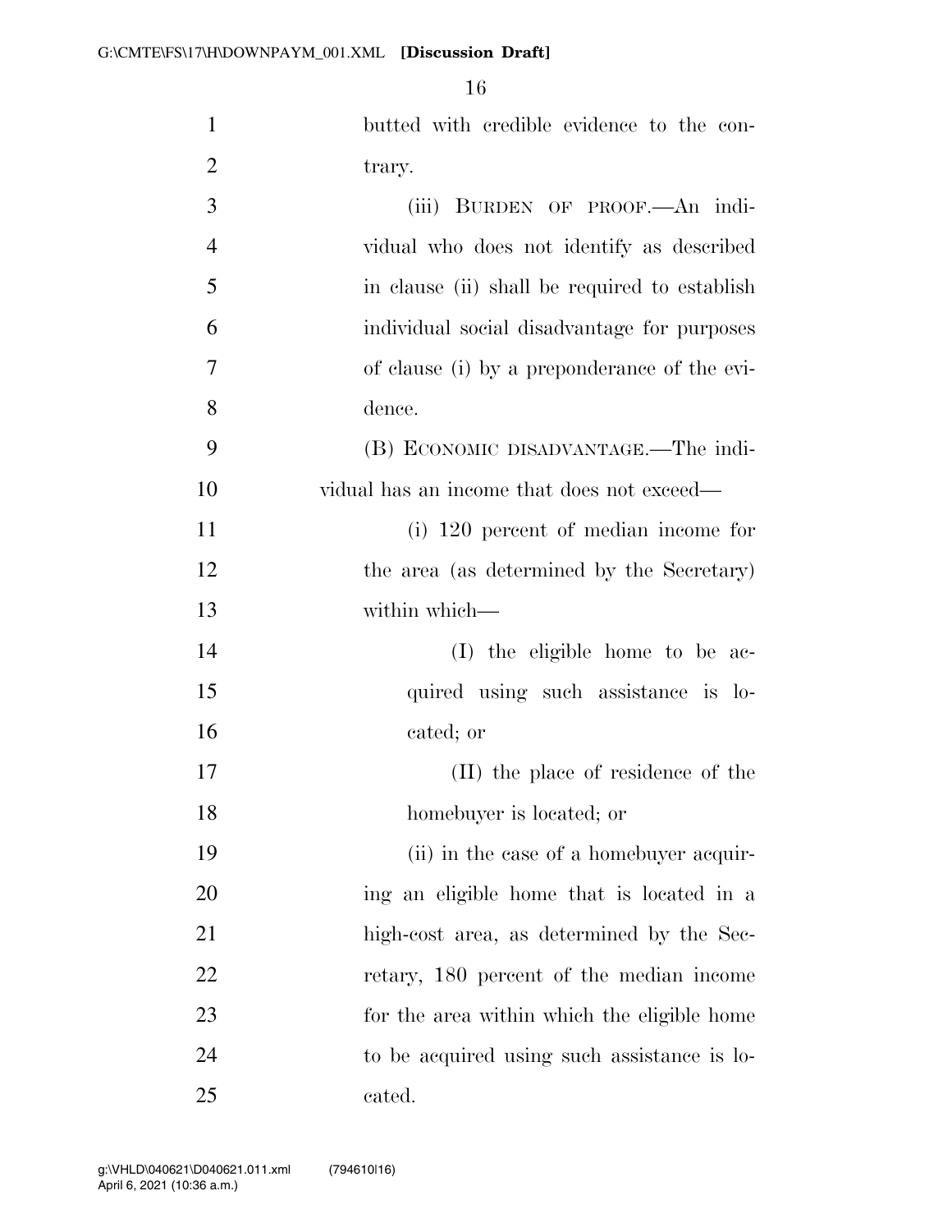butted with credible evidence to the contrary.

(iii) BURDEN OF PROOF.—An individual who does not identify as described in clause (ii) shall be required to establish individual social disadvantage for purposes of clause (i) by a preponderance of the evidence.

(B) ECONOMIC DISADVANTAGE.—The individual has an income that does not exceed—

(i) 120 percent of median income for the area (as determined by the Secretary) within which—

(I) the eligible home to be acquired using such assistance is located; or

(II) the place of residence of the homebuyer is located; or

(ii) in the case of a homebuyer acquiring an eligible home that is located in a high-cost area, as determined by the Secretary, 180 percent of the median income for the area within which the eligible home to be acquired using such assistance is located.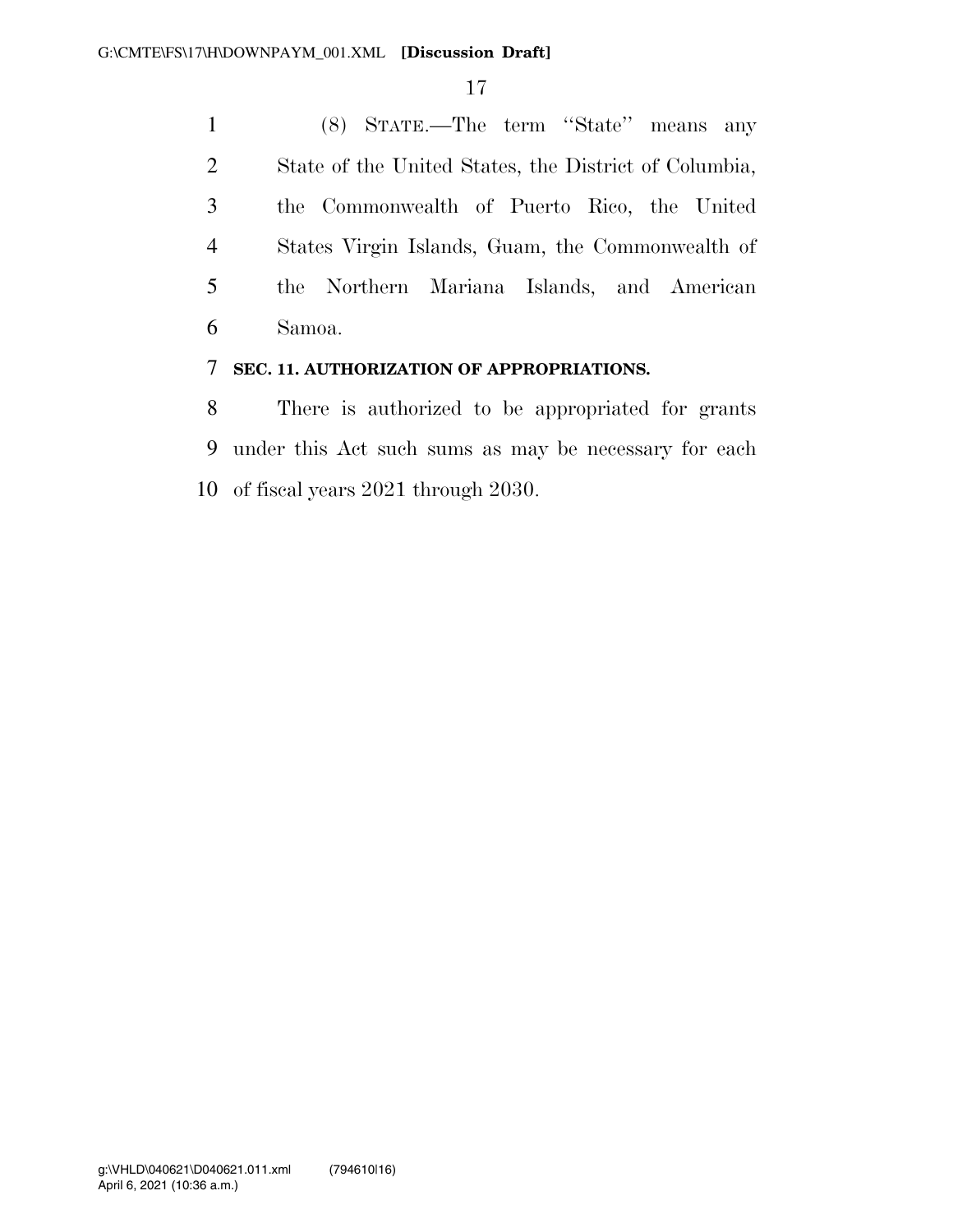(8) STATE.—The term "State" means any State of the United States, the District of Columbia, the Commonwealth of Puerto Rico, the United States Virgin Islands, Guam, the Commonwealth of the Northern Mariana Islands, and American Samoa.

**SEC. 11. AUTHORIZATION OF APPROPRIATIONS.**

There is authorized to be appropriated for grants under this Act such sums as may be necessary for each of fiscal years 2021 through 2030.